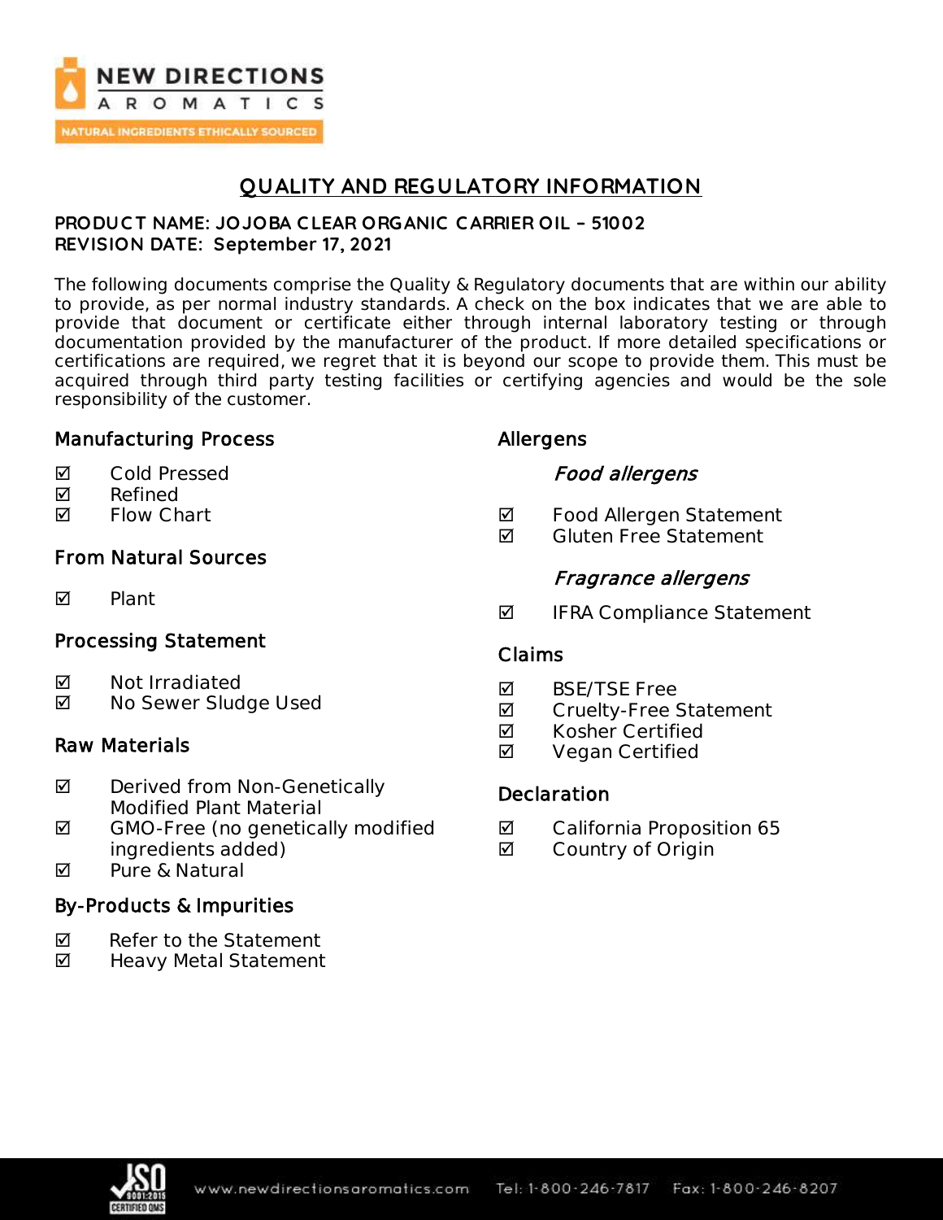# QUALITY AND REGULATORY INFORMATION

**PRODUCT NAME: JOJOBA CLEAR ORGANIC CARRIER OIL – 51002**
**REVISION DATE: September 17, 2021**

The following documents comprise the Quality & Regulatory documents that are within our ability to provide, as per normal industry standards. A check on the box indicates that we are able to provide that document or certificate either through internal laboratory testing or through documentation provided by the manufacturer of the product. If more detailed specifications or certifications are required, we regret that it is beyond our scope to provide them. This must be acquired through third party testing facilities or certifying agencies and would be the sole responsibility of the customer.

## Manufacturing Process

- ☑ Cold Pressed
- ☑ Refined
- ☑ Flow Chart

## From Natural Sources

- ☑ Plant

## Processing Statement

- ☑ Not Irradiated
- ☑ No Sewer Sludge Used

## Raw Materials

- ☑ Derived from Non-Genetically Modified Plant Material
- ☑ GMO-Free (no genetically modified ingredients added)
- ☑ Pure & Natural

## By-Products & Impurities

- ☑ Refer to the Statement
- ☑ Heavy Metal Statement

## Allergens

### *Food allergens*

- ☑ Food Allergen Statement
- ☑ Gluten Free Statement

### *Fragrance allergens*

- ☑ IFRA Compliance Statement

## Claims

- ☑ BSE/TSE Free
- ☑ Cruelty-Free Statement
- ☑ Kosher Certified
- ☑ Vegan Certified

## Declaration

- ☑ California Proposition 65
- ☑ Country of Origin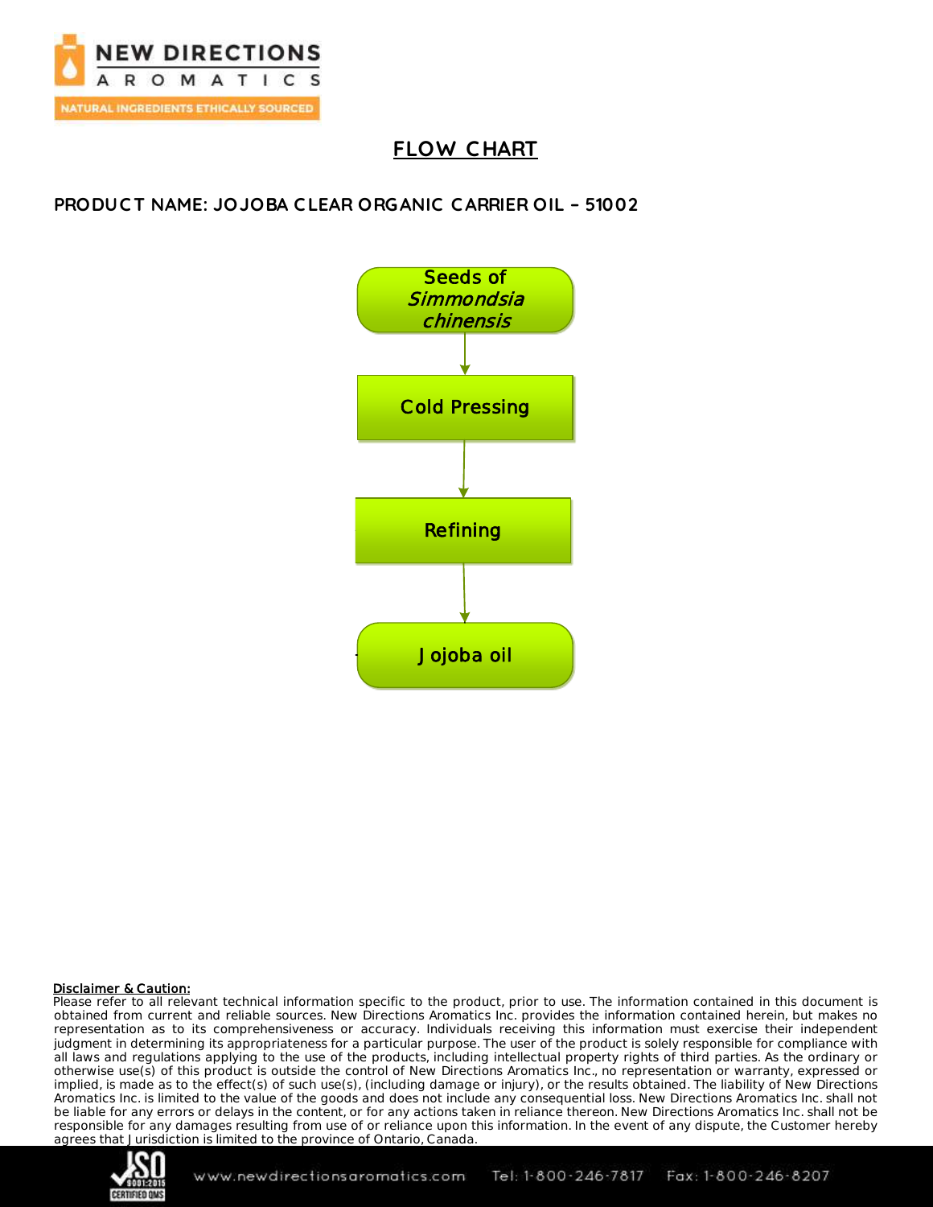## FLOW CHART

**PRODUCT NAME: JOJOBA CLEAR ORGANIC CARRIER OIL – 51002**

Seeds of *Simmondsia chinensis*

↓

Cold Pressing

↓

Refining

↓

Jojoba oil

**Disclaimer & Caution:**

Please refer to all relevant technical information specific to the product, prior to use. The information contained in this document is obtained from current and reliable sources. New Directions Aromatics Inc. provides the information contained herein, but makes no representation as to its comprehensiveness or accuracy. Individuals receiving this information must exercise their independent judgment in determining its appropriateness for a particular purpose. The user of the product is solely responsible for compliance with all laws and regulations applying to the use of the products, including intellectual property rights of third parties. As the ordinary or otherwise use(s) of this product is outside the control of New Directions Aromatics Inc., no representation or warranty, expressed or implied, is made as to the effect(s) of such use(s), (including damage or injury), or the results obtained. The liability of New Directions Aromatics Inc. is limited to the value of the goods and does not include any consequential loss. New Directions Aromatics Inc. shall not be liable for any errors or delays in the content, or for any actions taken in reliance thereon. New Directions Aromatics Inc. shall not be responsible for any damages resulting from use of or reliance upon this information. In the event of any dispute, the Customer hereby agrees that Jurisdiction is limited to the province of Ontario, Canada.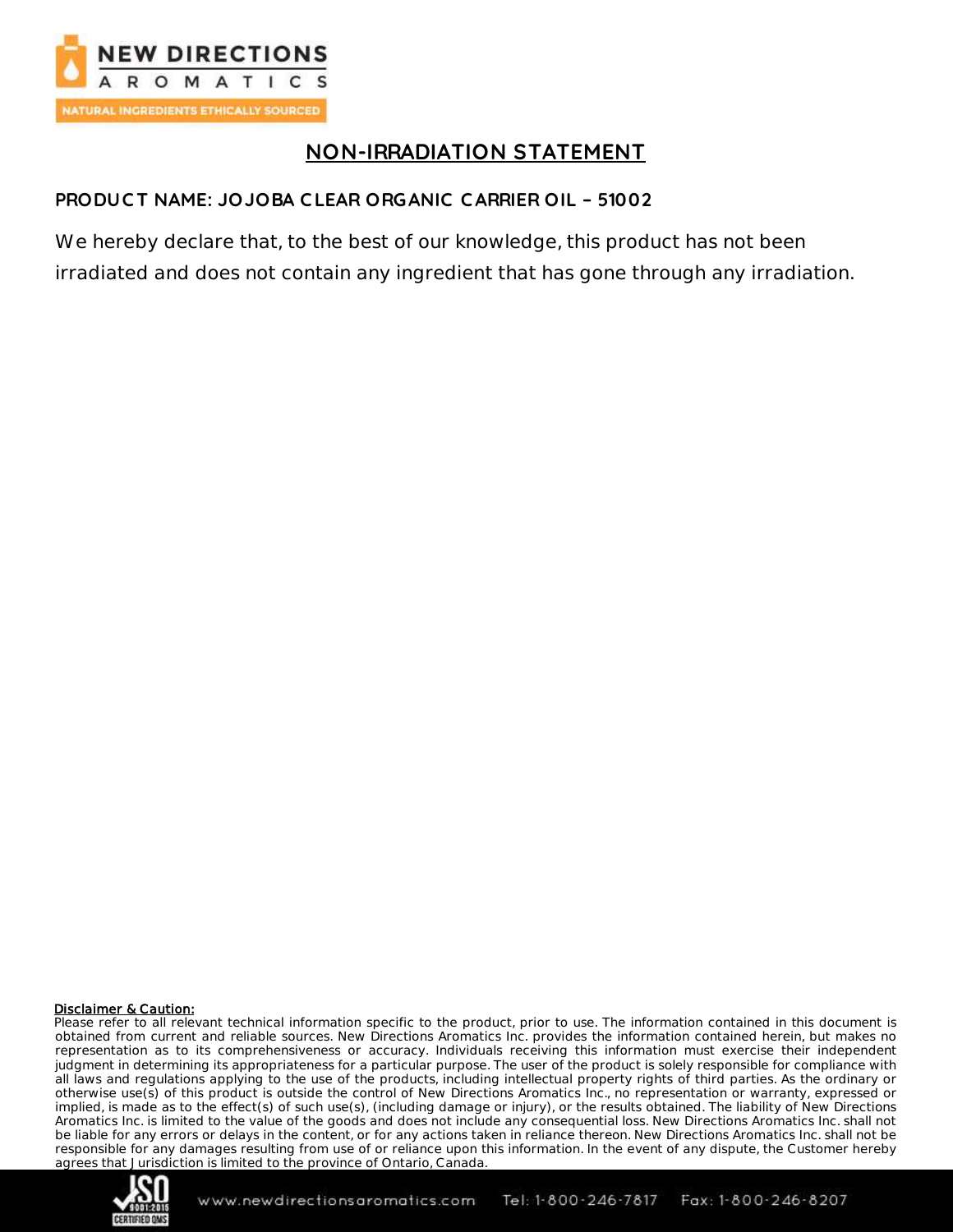# NON-IRRADIATION STATEMENT

**PRODUCT NAME: JOJOBA CLEAR ORGANIC CARRIER OIL – 51002**

We hereby declare that, to the best of our knowledge, this product has not been irradiated and does not contain any ingredient that has gone through any irradiation.

**Disclaimer & Caution:**
Please refer to all relevant technical information specific to the product, prior to use. The information contained in this document is obtained from current and reliable sources. New Directions Aromatics Inc. provides the information contained herein, but makes no representation as to its comprehensiveness or accuracy. Individuals receiving this information must exercise their independent judgment in determining its appropriateness for a particular purpose. The user of the product is solely responsible for compliance with all laws and regulations applying to the use of the products, including intellectual property rights of third parties. As the ordinary or otherwise use(s) of this product is outside the control of New Directions Aromatics Inc., no representation or warranty, expressed or implied, is made as to the effect(s) of such use(s), (including damage or injury), or the results obtained. The liability of New Directions Aromatics Inc. is limited to the value of the goods and does not include any consequential loss. New Directions Aromatics Inc. shall not be liable for any errors or delays in the content, or for any actions taken in reliance thereon. New Directions Aromatics Inc. shall not be responsible for any damages resulting from use of or reliance upon this information. In the event of any dispute, the Customer hereby agrees that Jurisdiction is limited to the province of Ontario, Canada.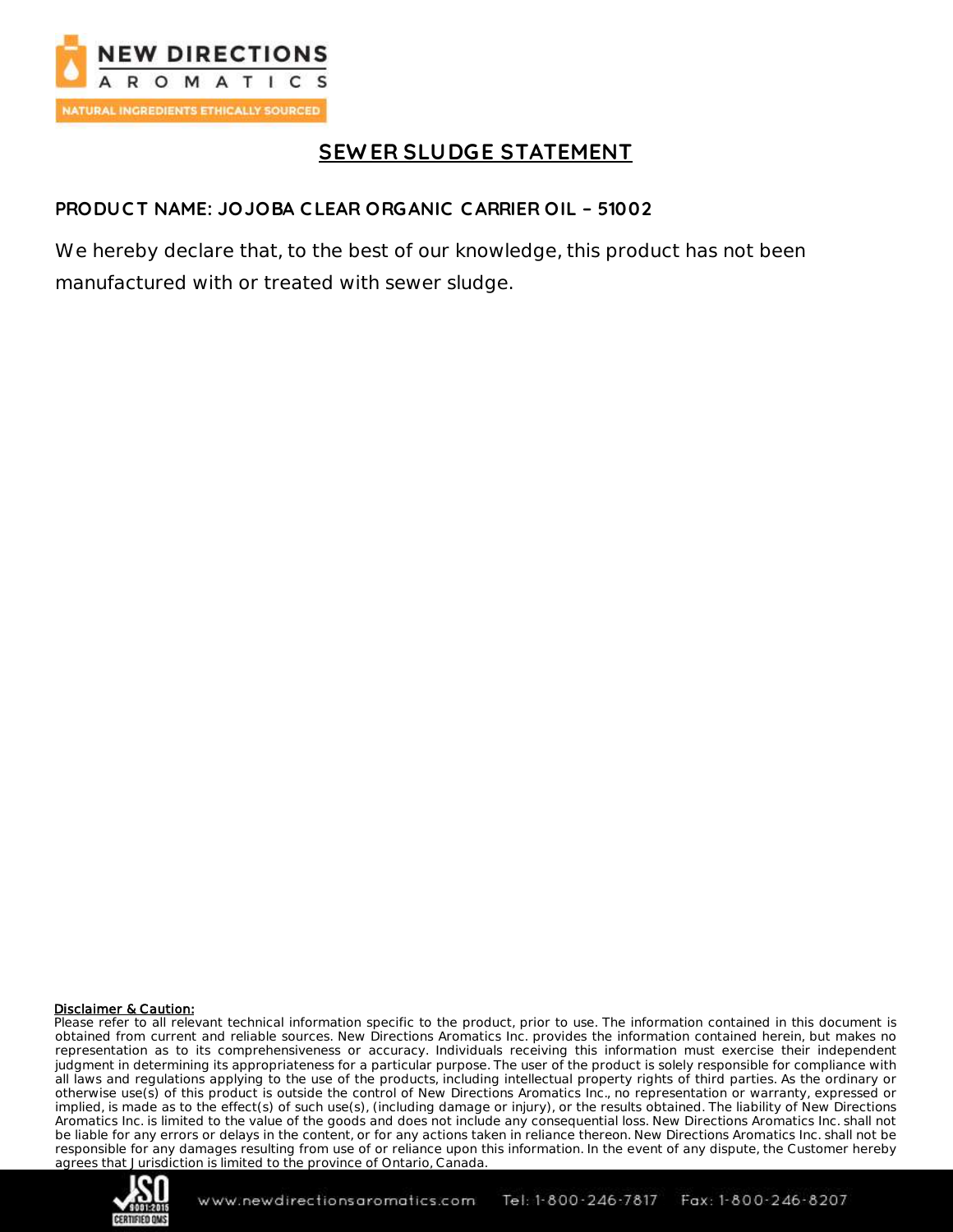# SEWER SLUDGE STATEMENT

**PRODUCT NAME: JOJOBA CLEAR ORGANIC CARRIER OIL – 51002**

We hereby declare that, to the best of our knowledge, this product has not been manufactured with or treated with sewer sludge.

**Disclaimer & Caution:**

Please refer to all relevant technical information specific to the product, prior to use. The information contained in this document is obtained from current and reliable sources. New Directions Aromatics Inc. provides the information contained herein, but makes no representation as to its comprehensiveness or accuracy. Individuals receiving this information must exercise their independent judgment in determining its appropriateness for a particular purpose. The user of the product is solely responsible for compliance with all laws and regulations applying to the use of the products, including intellectual property rights of third parties. As the ordinary or otherwise use(s) of this product is outside the control of New Directions Aromatics Inc., no representation or warranty, expressed or implied, is made as to the effect(s) of such use(s), (including damage or injury), or the results obtained. The liability of New Directions Aromatics Inc. is limited to the value of the goods and does not include any consequential loss. New Directions Aromatics Inc. shall not be liable for any errors or delays in the content, or for any actions taken in reliance thereon. New Directions Aromatics Inc. shall not be responsible for any damages resulting from use of or reliance upon this information. In the event of any dispute, the Customer hereby agrees that Jurisdiction is limited to the province of Ontario, Canada.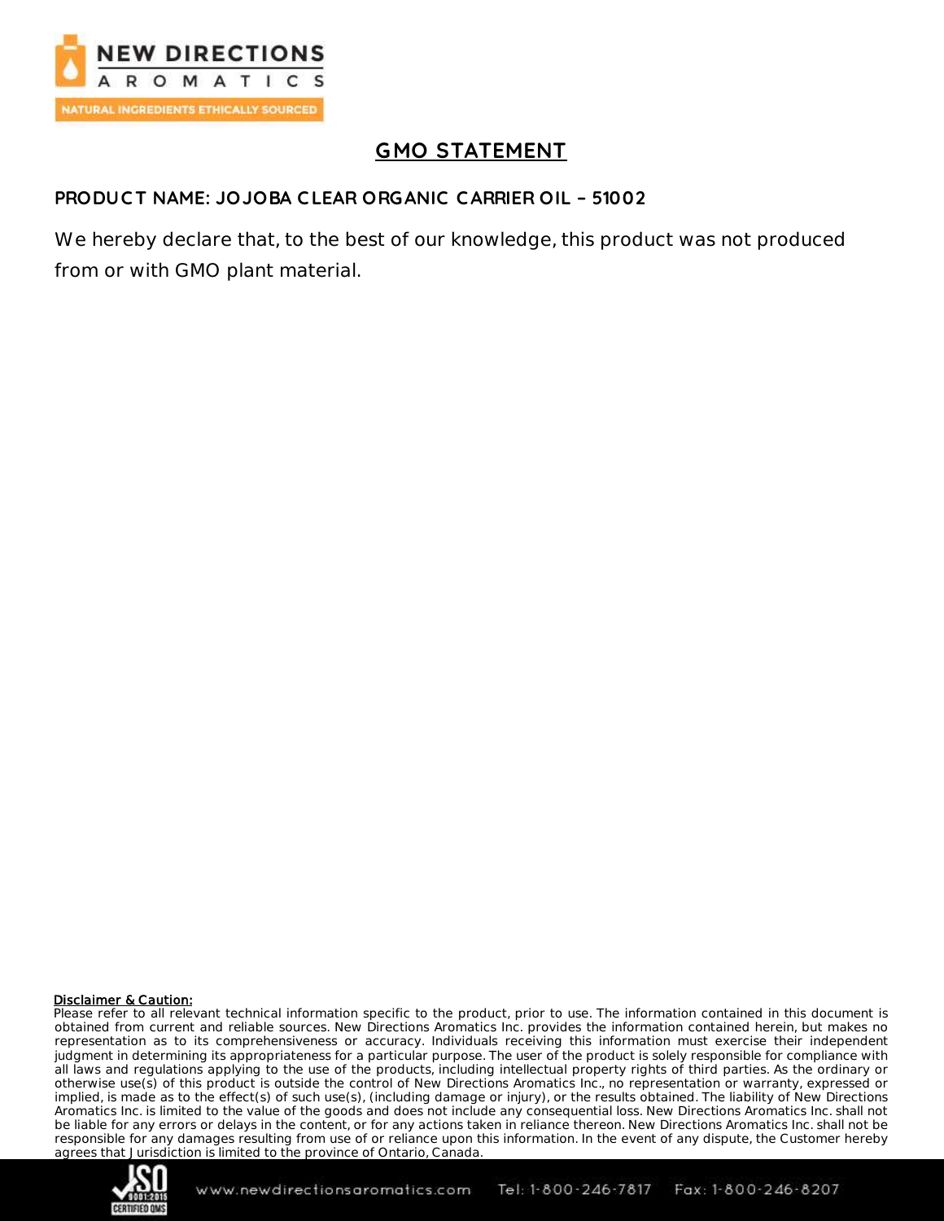# GMO STATEMENT

**PRODUCT NAME: JOJOBA CLEAR ORGANIC CARRIER OIL – 51002**

We hereby declare that, to the best of our knowledge, this product was not produced from or with GMO plant material.

**Disclaimer & Caution:**
Please refer to all relevant technical information specific to the product, prior to use. The information contained in this document is obtained from current and reliable sources. New Directions Aromatics Inc. provides the information contained herein, but makes no representation as to its comprehensiveness or accuracy. Individuals receiving this information must exercise their independent judgment in determining its appropriateness for a particular purpose. The user of the product is solely responsible for compliance with all laws and regulations applying to the use of the products, including intellectual property rights of third parties. As the ordinary or otherwise use(s) of this product is outside the control of New Directions Aromatics Inc., no representation or warranty, expressed or implied, is made as to the effect(s) of such use(s), (including damage or injury), or the results obtained. The liability of New Directions Aromatics Inc. is limited to the value of the goods and does not include any consequential loss. New Directions Aromatics Inc. shall not be liable for any errors or delays in the content, or for any actions taken in reliance thereon. New Directions Aromatics Inc. shall not be responsible for any damages resulting from use of or reliance upon this information. In the event of any dispute, the Customer hereby agrees that Jurisdiction is limited to the province of Ontario, Canada.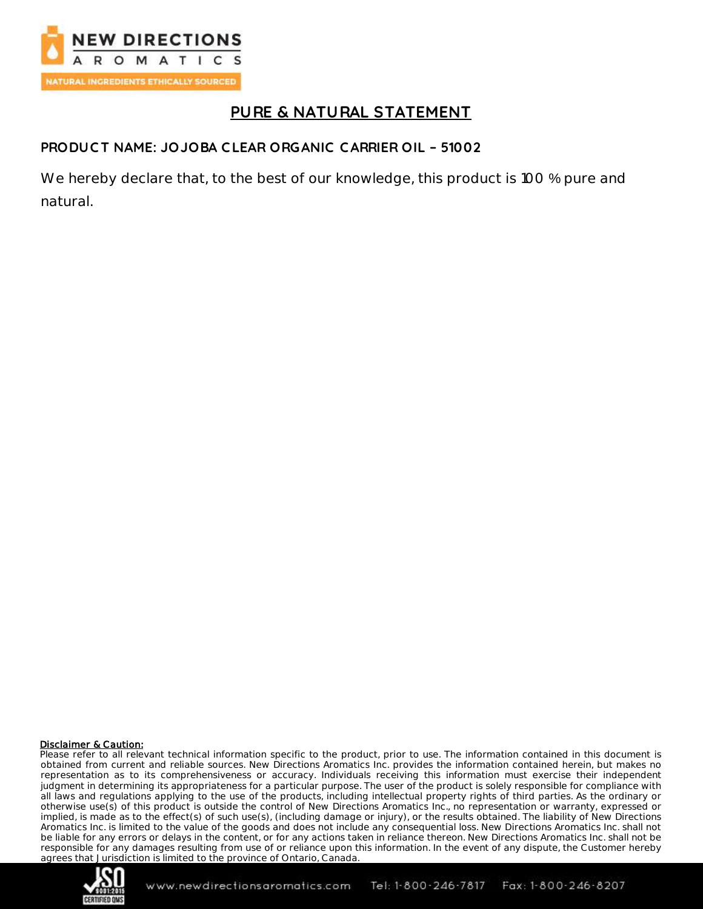# PURE & NATURAL STATEMENT

## PRODUCT NAME: JOJOBA CLEAR ORGANIC CARRIER OIL – 51002

We hereby declare that, to the best of our knowledge, this product is 100 % pure and natural.

**Disclaimer & Caution:**
Please refer to all relevant technical information specific to the product, prior to use. The information contained in this document is obtained from current and reliable sources. New Directions Aromatics Inc. provides the information contained herein, but makes no representation as to its comprehensiveness or accuracy. Individuals receiving this information must exercise their independent judgment in determining its appropriateness for a particular purpose. The user of the product is solely responsible for compliance with all laws and regulations applying to the use of the products, including intellectual property rights of third parties. As the ordinary or otherwise use(s) of this product is outside the control of New Directions Aromatics Inc., no representation or warranty, expressed or implied, is made as to the effect(s) of such use(s), (including damage or injury), or the results obtained. The liability of New Directions Aromatics Inc. is limited to the value of the goods and does not include any consequential loss. New Directions Aromatics Inc. shall not be liable for any errors or delays in the content, or for any actions taken in reliance thereon. New Directions Aromatics Inc. shall not be responsible for any damages resulting from use of or reliance upon this information. In the event of any dispute, the Customer hereby agrees that Jurisdiction is limited to the province of Ontario, Canada.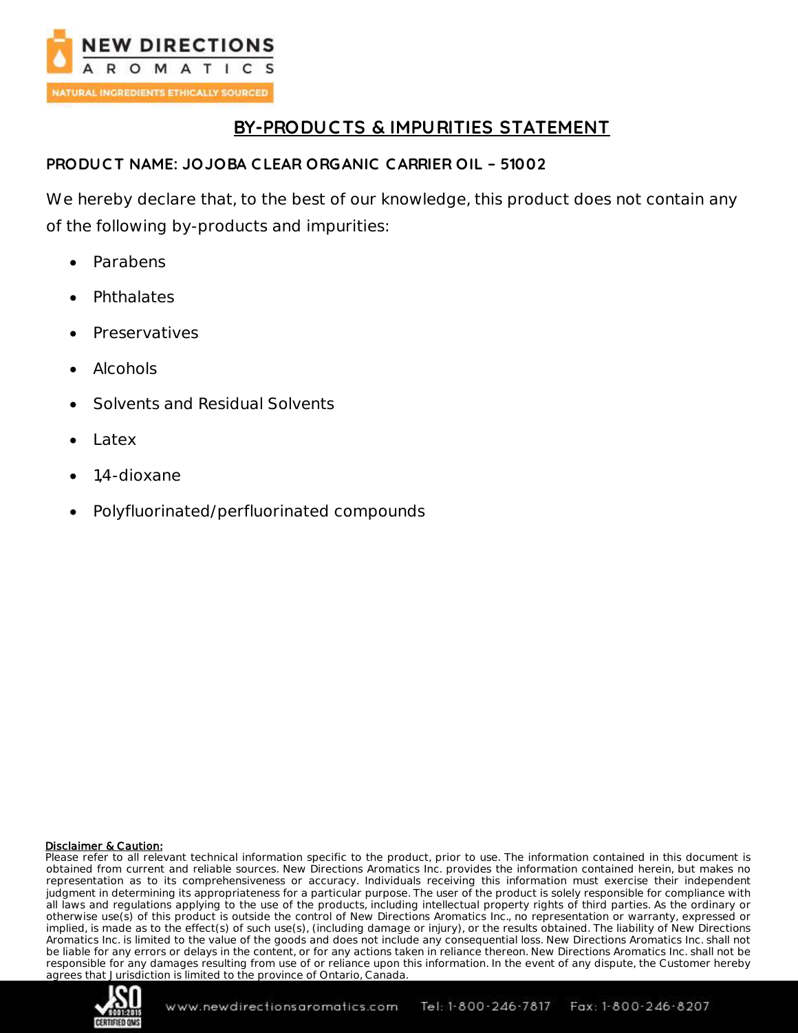## BY-PRODUCTS & IMPURITIES STATEMENT

**PRODUCT NAME: JOJOBA CLEAR ORGANIC CARRIER OIL – 51002**

We hereby declare that, to the best of our knowledge, this product does not contain any of the following by-products and impurities:

- Parabens
- Phthalates
- Preservatives
- Alcohols
- Solvents and Residual Solvents
- Latex
- 1,4-dioxane
- Polyfluorinated/perfluorinated compounds

**Disclaimer & Caution:**
Please refer to all relevant technical information specific to the product, prior to use. The information contained in this document is obtained from current and reliable sources. New Directions Aromatics Inc. provides the information contained herein, but makes no representation as to its comprehensiveness or accuracy. Individuals receiving this information must exercise their independent judgment in determining its appropriateness for a particular purpose. The user of the product is solely responsible for compliance with all laws and regulations applying to the use of the products, including intellectual property rights of third parties. As the ordinary or otherwise use(s) of this product is outside the control of New Directions Aromatics Inc., no representation or warranty, expressed or implied, is made as to the effect(s) of such use(s), (including damage or injury), or the results obtained. The liability of New Directions Aromatics Inc. is limited to the value of the goods and does not include any consequential loss. New Directions Aromatics Inc. shall not be liable for any errors or delays in the content, or for any actions taken in reliance thereon. New Directions Aromatics Inc. shall not be responsible for any damages resulting from use of or reliance upon this information. In the event of any dispute, the Customer hereby agrees that Jurisdiction is limited to the province of Ontario, Canada.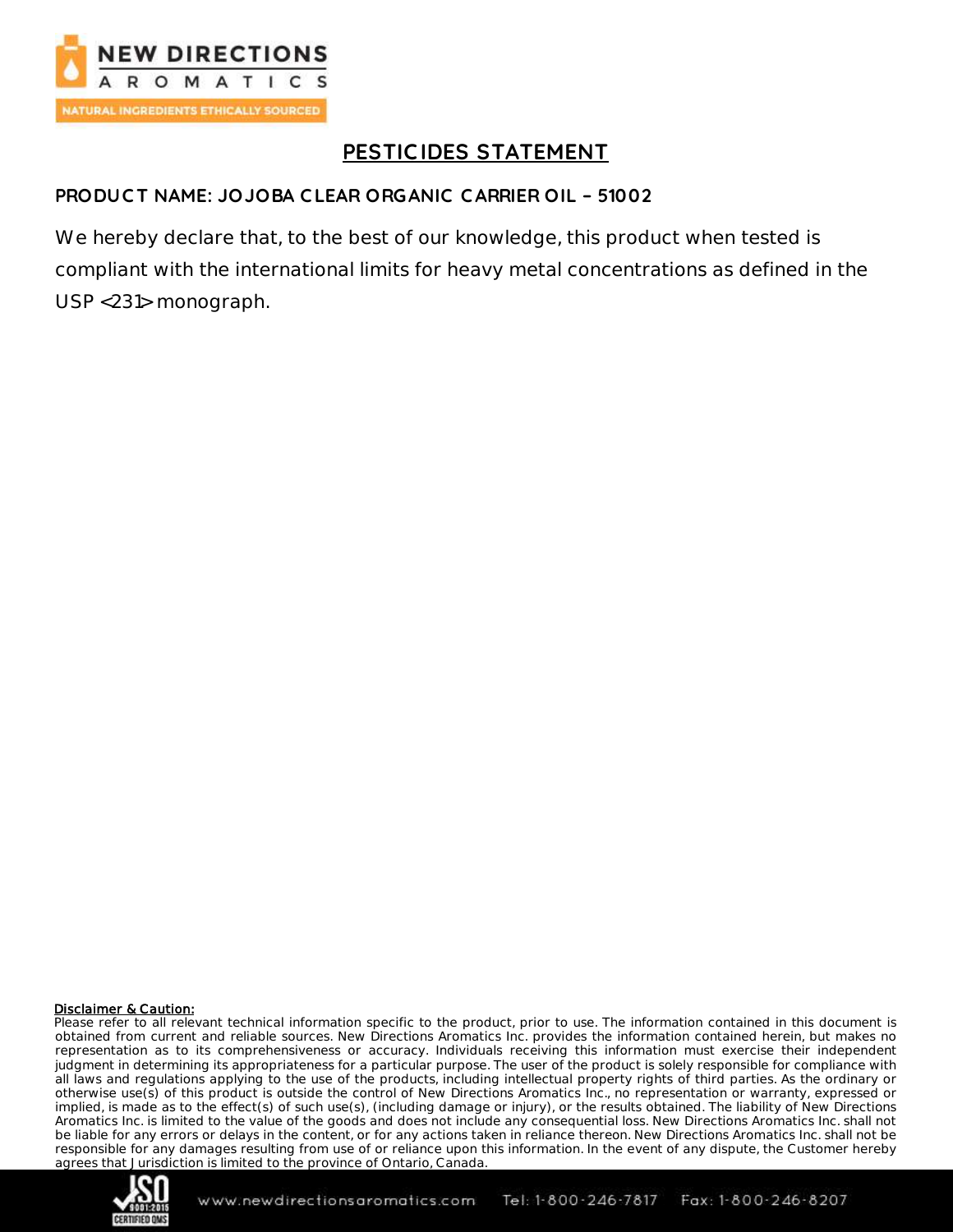# PESTICIDES STATEMENT

**PRODUCT NAME: JOJOBA CLEAR ORGANIC CARRIER OIL – 51002**

We hereby declare that, to the best of our knowledge, this product when tested is compliant with the international limits for heavy metal concentrations as defined in the USP <231> monograph.

**Disclaimer & Caution:**
Please refer to all relevant technical information specific to the product, prior to use. The information contained in this document is obtained from current and reliable sources. New Directions Aromatics Inc. provides the information contained herein, but makes no representation as to its comprehensiveness or accuracy. Individuals receiving this information must exercise their independent judgment in determining its appropriateness for a particular purpose. The user of the product is solely responsible for compliance with all laws and regulations applying to the use of the products, including intellectual property rights of third parties. As the ordinary or otherwise use(s) of this product is outside the control of New Directions Aromatics Inc., no representation or warranty, expressed or implied, is made as to the effect(s) of such use(s), (including damage or injury), or the results obtained. The liability of New Directions Aromatics Inc. is limited to the value of the goods and does not include any consequential loss. New Directions Aromatics Inc. shall not be liable for any errors or delays in the content, or for any actions taken in reliance thereon. New Directions Aromatics Inc. shall not be responsible for any damages resulting from use of or reliance upon this information. In the event of any dispute, the Customer hereby agrees that Jurisdiction is limited to the province of Ontario, Canada.

www.newdirectionsaromatics.com Tel: 1-800-246-7817 Fax: 1-800-246-8207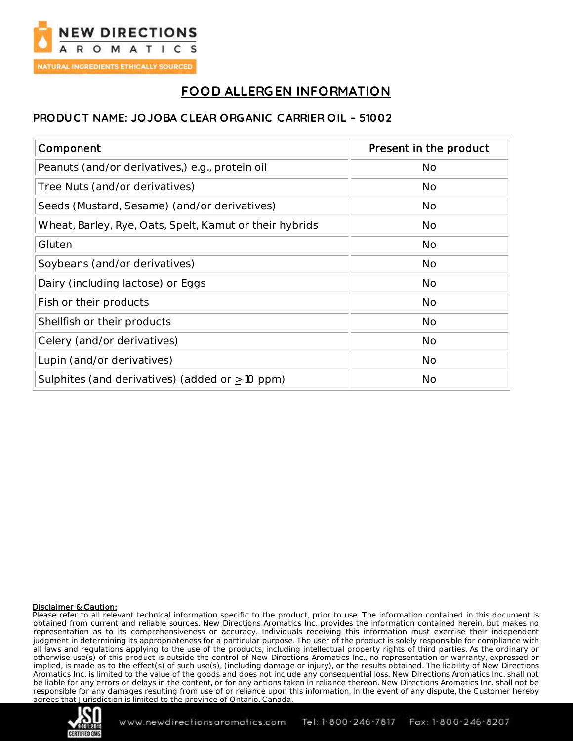# FOOD ALLERGEN INFORMATION

## PRODUCT NAME: JOJOBA CLEAR ORGANIC CARRIER OIL – 51002

| Component | Present in the product |
|---|---|
| Peanuts (and/or derivatives,) e.g., protein oil | No |
| Tree Nuts (and/or derivatives) | No |
| Seeds (Mustard, Sesame) (and/or derivatives) | No |
| Wheat, Barley, Rye, Oats, Spelt, Kamut or their hybrids | No |
| Gluten | No |
| Soybeans (and/or derivatives) | No |
| Dairy (including lactose) or Eggs | No |
| Fish or their products | No |
| Shellfish or their products | No |
| Celery (and/or derivatives) | No |
| Lupin (and/or derivatives) | No |
| Sulphites (and derivatives) (added or $\geq$ 10 ppm) | No |

**Disclaimer & Caution:**
Please refer to all relevant technical information specific to the product, prior to use. The information contained in this document is obtained from current and reliable sources. New Directions Aromatics Inc. provides the information contained herein, but makes no representation as to its comprehensiveness or accuracy. Individuals receiving this information must exercise their independent judgment in determining its appropriateness for a particular purpose. The user of the product is solely responsible for compliance with all laws and regulations applying to the use of the products, including intellectual property rights of third parties. As the ordinary or otherwise use(s) of this product is outside the control of New Directions Aromatics Inc., no representation or warranty, expressed or implied, is made as to the effect(s) of such use(s), (including damage or injury), or the results obtained. The liability of New Directions Aromatics Inc. is limited to the value of the goods and does not include any consequential loss. New Directions Aromatics Inc. shall not be liable for any errors or delays in the content, or for any actions taken in reliance thereon. New Directions Aromatics Inc. shall not be responsible for any damages resulting from use of or reliance upon this information. In the event of any dispute, the Customer hereby agrees that Jurisdiction is limited to the province of Ontario, Canada.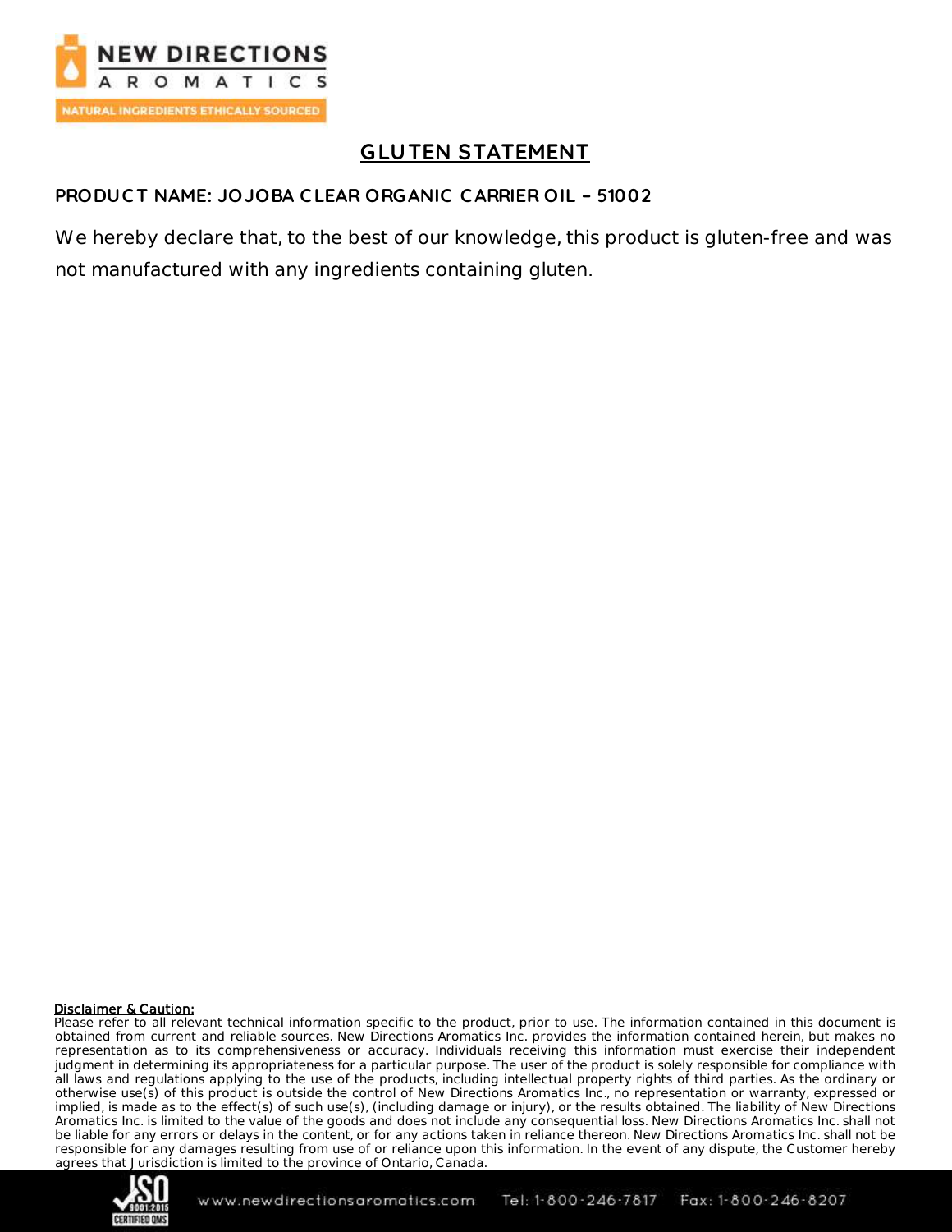# GLUTEN STATEMENT

**PRODUCT NAME: JOJOBA CLEAR ORGANIC CARRIER OIL – 51002**

We hereby declare that, to the best of our knowledge, this product is gluten-free and was not manufactured with any ingredients containing gluten.

**Disclaimer & Caution:**

Please refer to all relevant technical information specific to the product, prior to use. The information contained in this document is obtained from current and reliable sources. New Directions Aromatics Inc. provides the information contained herein, but makes no representation as to its comprehensiveness or accuracy. Individuals receiving this information must exercise their independent judgment in determining its appropriateness for a particular purpose. The user of the product is solely responsible for compliance with all laws and regulations applying to the use of the products, including intellectual property rights of third parties. As the ordinary or otherwise use(s) of this product is outside the control of New Directions Aromatics Inc., no representation or warranty, expressed or implied, is made as to the effect(s) of such use(s), (including damage or injury), or the results obtained. The liability of New Directions Aromatics Inc. is limited to the value of the goods and does not include any consequential loss. New Directions Aromatics Inc. shall not be liable for any errors or delays in the content, or for any actions taken in reliance thereon. New Directions Aromatics Inc. shall not be responsible for any damages resulting from use of or reliance upon this information. In the event of any dispute, the Customer hereby agrees that Jurisdiction is limited to the province of Ontario, Canada.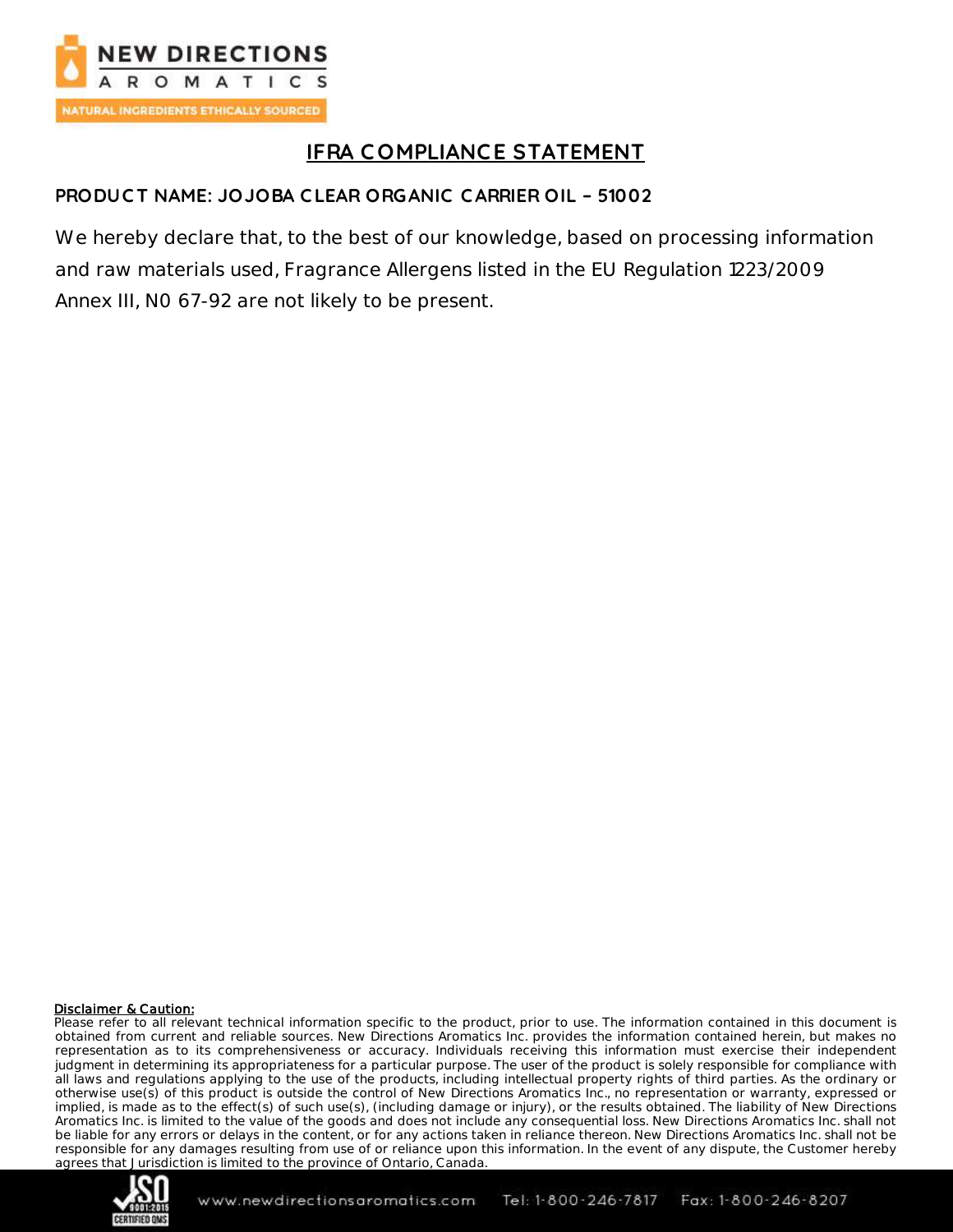# IFRA COMPLIANCE STATEMENT

## PRODUCT NAME: JOJOBA CLEAR ORGANIC CARRIER OIL – 51002

We hereby declare that, to the best of our knowledge, based on processing information and raw materials used, Fragrance Allergens listed in the EU Regulation 1223/2009 Annex III, N0 67-92 are not likely to be present.

**Disclaimer & Caution:**

Please refer to all relevant technical information specific to the product, prior to use. The information contained in this document is obtained from current and reliable sources. New Directions Aromatics Inc. provides the information contained herein, but makes no representation as to its comprehensiveness or accuracy. Individuals receiving this information must exercise their independent judgment in determining its appropriateness for a particular purpose. The user of the product is solely responsible for compliance with all laws and regulations applying to the use of the products, including intellectual property rights of third parties. As the ordinary or otherwise use(s) of this product is outside the control of New Directions Aromatics Inc., no representation or warranty, expressed or implied, is made as to the effect(s) of such use(s), (including damage or injury), or the results obtained. The liability of New Directions Aromatics Inc. is limited to the value of the goods and does not include any consequential loss. New Directions Aromatics Inc. shall not be liable for any errors or delays in the content, or for any actions taken in reliance thereon. New Directions Aromatics Inc. shall not be responsible for any damages resulting from use of or reliance upon this information. In the event of any dispute, the Customer hereby agrees that Jurisdiction is limited to the province of Ontario, Canada.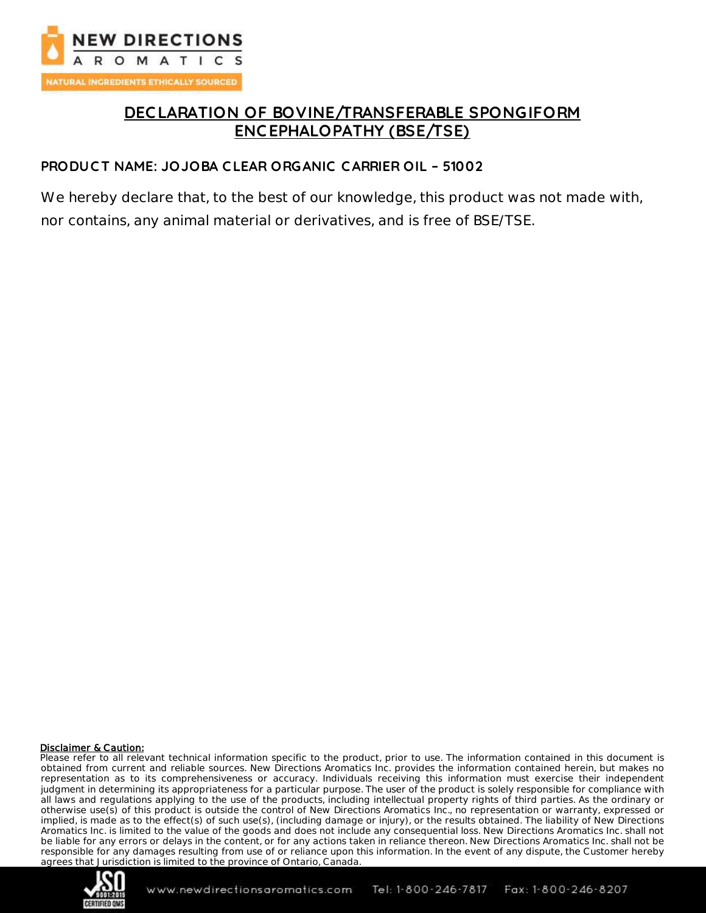# DECLARATION OF BOVINE/TRANSFERABLE SPONGIFORM ENCEPHALOPATHY (BSE/TSE)

**PRODUCT NAME: JOJOBA CLEAR ORGANIC CARRIER OIL – 51002**

We hereby declare that, to the best of our knowledge, this product was not made with, nor contains, any animal material or derivatives, and is free of BSE/TSE.

**Disclaimer & Caution:**

Please refer to all relevant technical information specific to the product, prior to use. The information contained in this document is obtained from current and reliable sources. New Directions Aromatics Inc. provides the information contained herein, but makes no representation as to its comprehensiveness or accuracy. Individuals receiving this information must exercise their independent judgment in determining its appropriateness for a particular purpose. The user of the product is solely responsible for compliance with all laws and regulations applying to the use of the products, including intellectual property rights of third parties. As the ordinary or otherwise use(s) of this product is outside the control of New Directions Aromatics Inc., no representation or warranty, expressed or implied, is made as to the effect(s) of such use(s), (including damage or injury), or the results obtained. The liability of New Directions Aromatics Inc. is limited to the value of the goods and does not include any consequential loss. New Directions Aromatics Inc. shall not be liable for any errors or delays in the content, or for any actions taken in reliance thereon. New Directions Aromatics Inc. shall not be responsible for any damages resulting from use of or reliance upon this information. In the event of any dispute, the Customer hereby agrees that Jurisdiction is limited to the province of Ontario, Canada.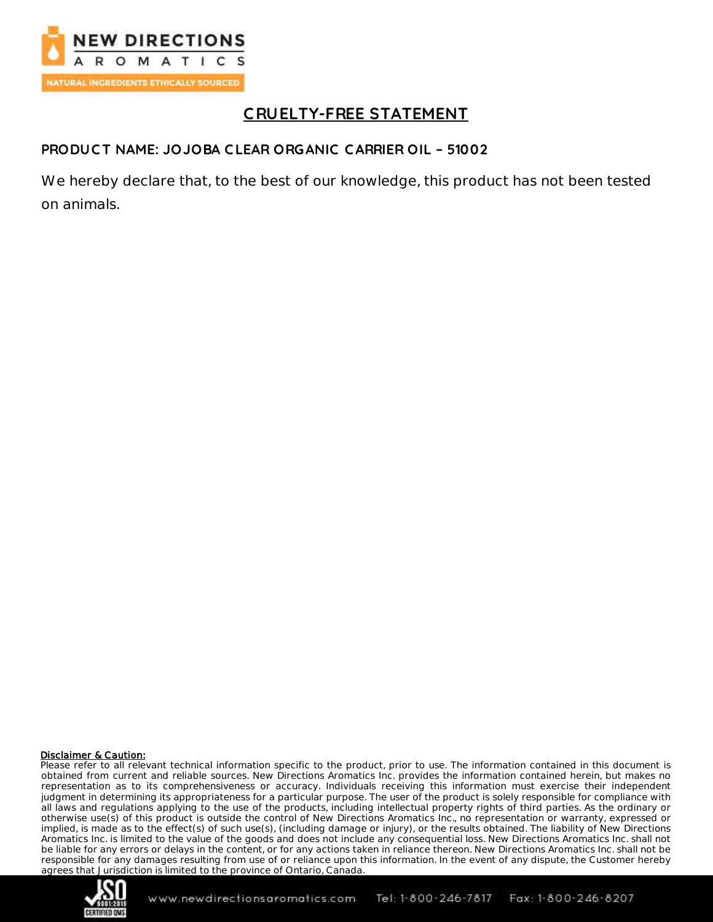# CRUELTY-FREE STATEMENT

## PRODUCT NAME: JOJOBA CLEAR ORGANIC CARRIER OIL – 51002

We hereby declare that, to the best of our knowledge, this product has not been tested on animals.

**Disclaimer & Caution:**
Please refer to all relevant technical information specific to the product, prior to use. The information contained in this document is obtained from current and reliable sources. New Directions Aromatics Inc. provides the information contained herein, but makes no representation as to its comprehensiveness or accuracy. Individuals receiving this information must exercise their independent judgment in determining its appropriateness for a particular purpose. The user of the product is solely responsible for compliance with all laws and regulations applying to the use of the products, including intellectual property rights of third parties. As the ordinary or otherwise use(s) of this product is outside the control of New Directions Aromatics Inc., no representation or warranty, expressed or implied, is made as to the effect(s) of such use(s), (including damage or injury), or the results obtained. The liability of New Directions Aromatics Inc. is limited to the value of the goods and does not include any consequential loss. New Directions Aromatics Inc. shall not be liable for any errors or delays in the content, or for any actions taken in reliance thereon. New Directions Aromatics Inc. shall not be responsible for any damages resulting from use of or reliance upon this information. In the event of any dispute, the Customer hereby agrees that Jurisdiction is limited to the province of Ontario, Canada.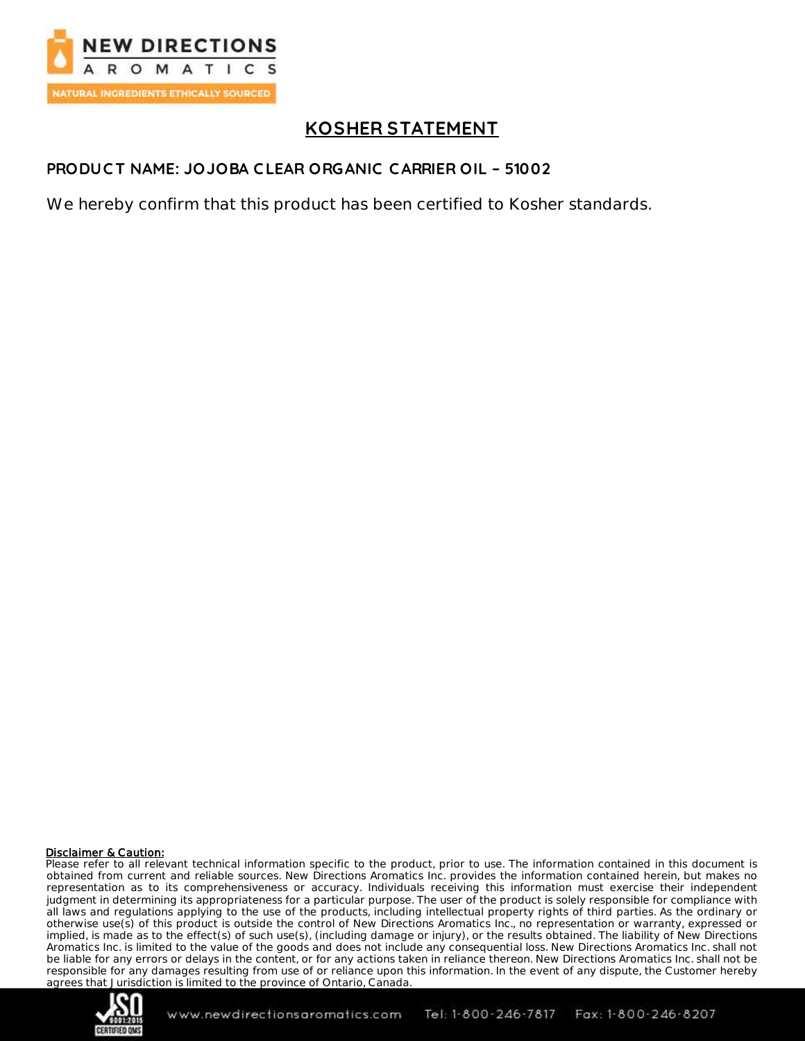# KOSHER STATEMENT

## PRODUCT NAME: JOJOBA CLEAR ORGANIC CARRIER OIL – 51002

We hereby confirm that this product has been certified to Kosher standards.

**Disclaimer & Caution:**

Please refer to all relevant technical information specific to the product, prior to use. The information contained in this document is obtained from current and reliable sources. New Directions Aromatics Inc. provides the information contained herein, but makes no representation as to its comprehensiveness or accuracy. Individuals receiving this information must exercise their independent judgment in determining its appropriateness for a particular purpose. The user of the product is solely responsible for compliance with all laws and regulations applying to the use of the products, including intellectual property rights of third parties. As the ordinary or otherwise use(s) of this product is outside the control of New Directions Aromatics Inc., no representation or warranty, expressed or implied, is made as to the effect(s) of such use(s), (including damage or injury), or the results obtained. The liability of New Directions Aromatics Inc. is limited to the value of the goods and does not include any consequential loss. New Directions Aromatics Inc. shall not be liable for any errors or delays in the content, or for any actions taken in reliance thereon. New Directions Aromatics Inc. shall not be responsible for any damages resulting from use of or reliance upon this information. In the event of any dispute, the Customer hereby agrees that Jurisdiction is limited to the province of Ontario, Canada.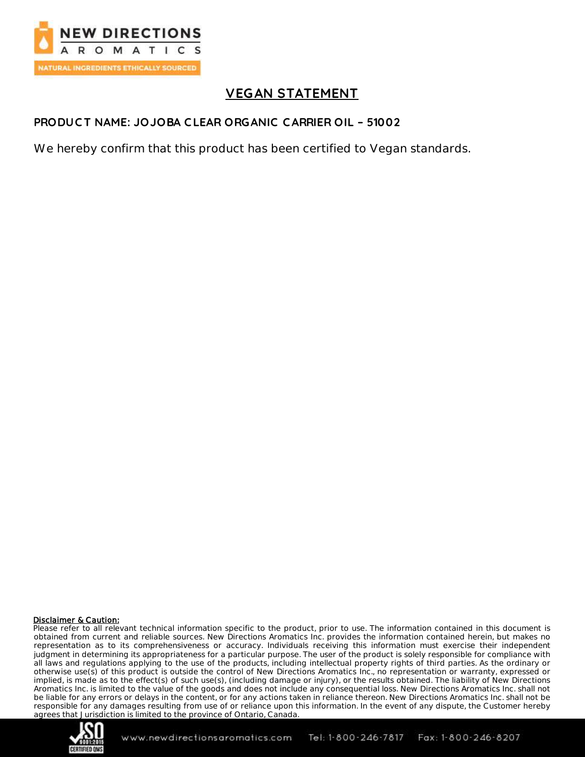# VEGAN STATEMENT

## PRODUCT NAME: JOJOBA CLEAR ORGANIC CARRIER OIL – 51002

We hereby confirm that this product has been certified to Vegan standards.

**Disclaimer & Caution:**

Please refer to all relevant technical information specific to the product, prior to use. The information contained in this document is obtained from current and reliable sources. New Directions Aromatics Inc. provides the information contained herein, but makes no representation as to its comprehensiveness or accuracy. Individuals receiving this information must exercise their independent judgment in determining its appropriateness for a particular purpose. The user of the product is solely responsible for compliance with all laws and regulations applying to the use of the products, including intellectual property rights of third parties. As the ordinary or otherwise use(s) of this product is outside the control of New Directions Aromatics Inc., no representation or warranty, expressed or implied, is made as to the effect(s) of such use(s), (including damage or injury), or the results obtained. The liability of New Directions Aromatics Inc. is limited to the value of the goods and does not include any consequential loss. New Directions Aromatics Inc. shall not be liable for any errors or delays in the content, or for any actions taken in reliance thereon. New Directions Aromatics Inc. shall not be responsible for any damages resulting from use of or reliance upon this information. In the event of any dispute, the Customer hereby agrees that Jurisdiction is limited to the province of Ontario, Canada.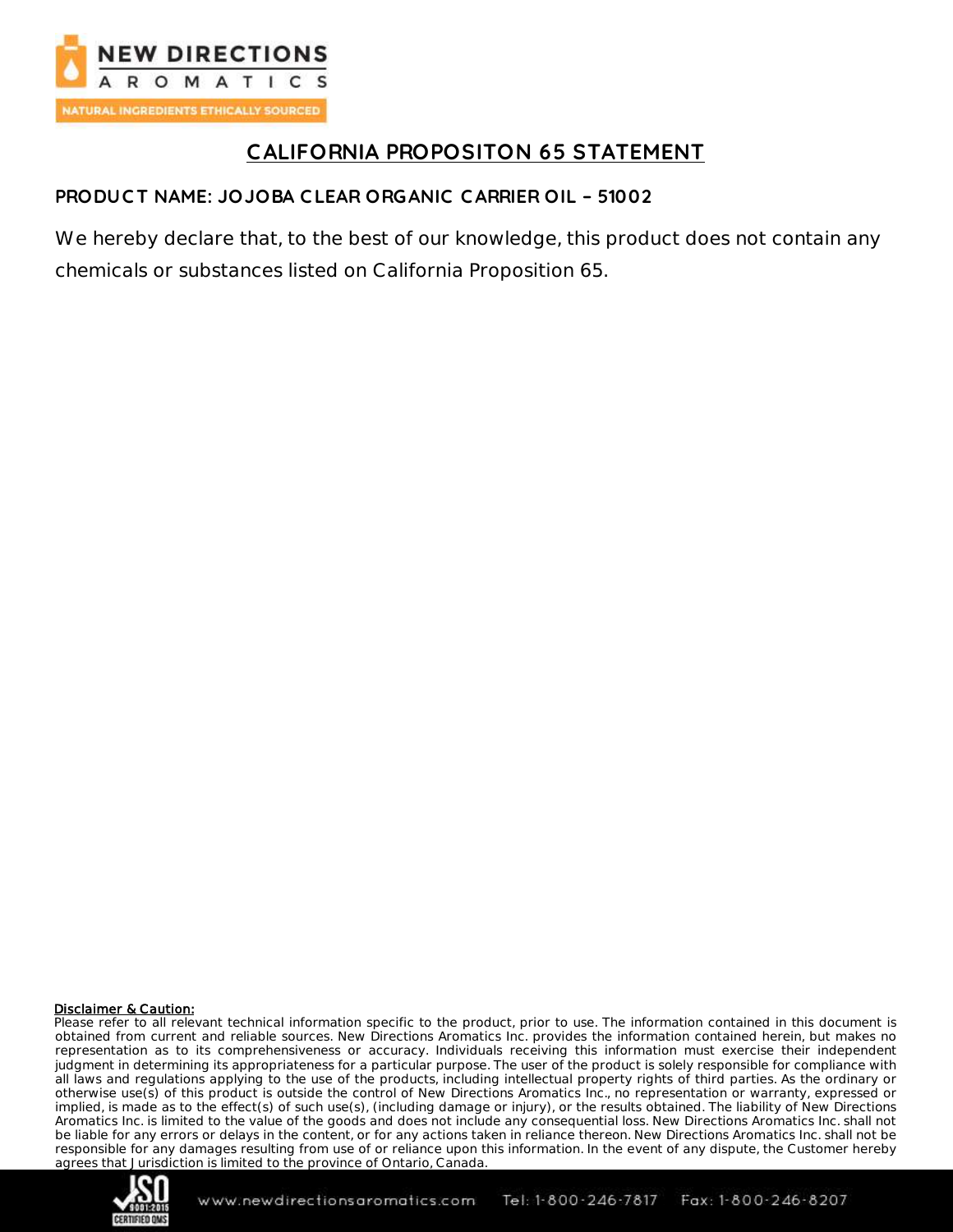NEW DIRECTIONS AROMATICS

NATURAL INGREDIENTS ETHICALLY SOURCED

# CALIFORNIA PROPOSITON 65 STATEMENT

## PRODUCT NAME: JOJOBA CLEAR ORGANIC CARRIER OIL – 51002

We hereby declare that, to the best of our knowledge, this product does not contain any chemicals or substances listed on California Proposition 65.

**Disclaimer & Caution:**
Please refer to all relevant technical information specific to the product, prior to use. The information contained in this document is obtained from current and reliable sources. New Directions Aromatics Inc. provides the information contained herein, but makes no representation as to its comprehensiveness or accuracy. Individuals receiving this information must exercise their independent judgment in determining its appropriateness for a particular purpose. The user of the product is solely responsible for compliance with all laws and regulations applying to the use of the products, including intellectual property rights of third parties. As the ordinary or otherwise use(s) of this product is outside the control of New Directions Aromatics Inc., no representation or warranty, expressed or implied, is made as to the effect(s) of such use(s), (including damage or injury), or the results obtained. The liability of New Directions Aromatics Inc. is limited to the value of the goods and does not include any consequential loss. New Directions Aromatics Inc. shall not be liable for any errors or delays in the content, or for any actions taken in reliance thereon. New Directions Aromatics Inc. shall not be responsible for any damages resulting from use of or reliance upon this information. In the event of any dispute, the Customer hereby agrees that Jurisdiction is limited to the province of Ontario, Canada.

www.newdirectionsaromatics.com Tel: 1-800-246-7817 Fax: 1-800-246-8207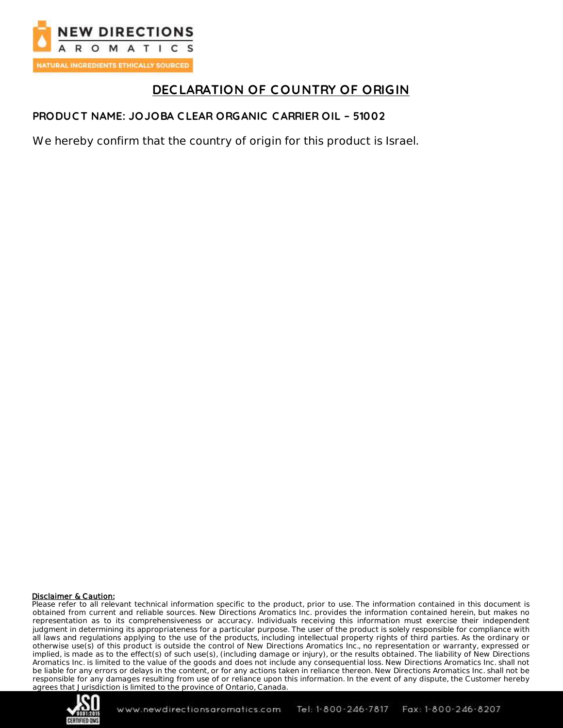NEW DIRECTIONS AROMATICS

NATURAL INGREDIENTS ETHICALLY SOURCED

# DECLARATION OF COUNTRY OF ORIGIN

**PRODUCT NAME: JOJOBA CLEAR ORGANIC CARRIER OIL – 51002**

We hereby confirm that the country of origin for this product is Israel.

**Disclaimer & Caution:**

Please refer to all relevant technical information specific to the product, prior to use. The information contained in this document is obtained from current and reliable sources. New Directions Aromatics Inc. provides the information contained herein, but makes no representation as to its comprehensiveness or accuracy. Individuals receiving this information must exercise their independent judgment in determining its appropriateness for a particular purpose. The user of the product is solely responsible for compliance with all laws and regulations applying to the use of the products, including intellectual property rights of third parties. As the ordinary or otherwise use(s) of this product is outside the control of New Directions Aromatics Inc., no representation or warranty, expressed or implied, is made as to the effect(s) of such use(s), (including damage or injury), or the results obtained. The liability of New Directions Aromatics Inc. is limited to the value of the goods and does not include any consequential loss. New Directions Aromatics Inc. shall not be liable for any errors or delays in the content, or for any actions taken in reliance thereon. New Directions Aromatics Inc. shall not be responsible for any damages resulting from use of or reliance upon this information. In the event of any dispute, the Customer hereby agrees that Jurisdiction is limited to the province of Ontario, Canada.

www.newdirectionsaromatics.com Tel: 1-800-246-7817 Fax: 1-800-246-8207